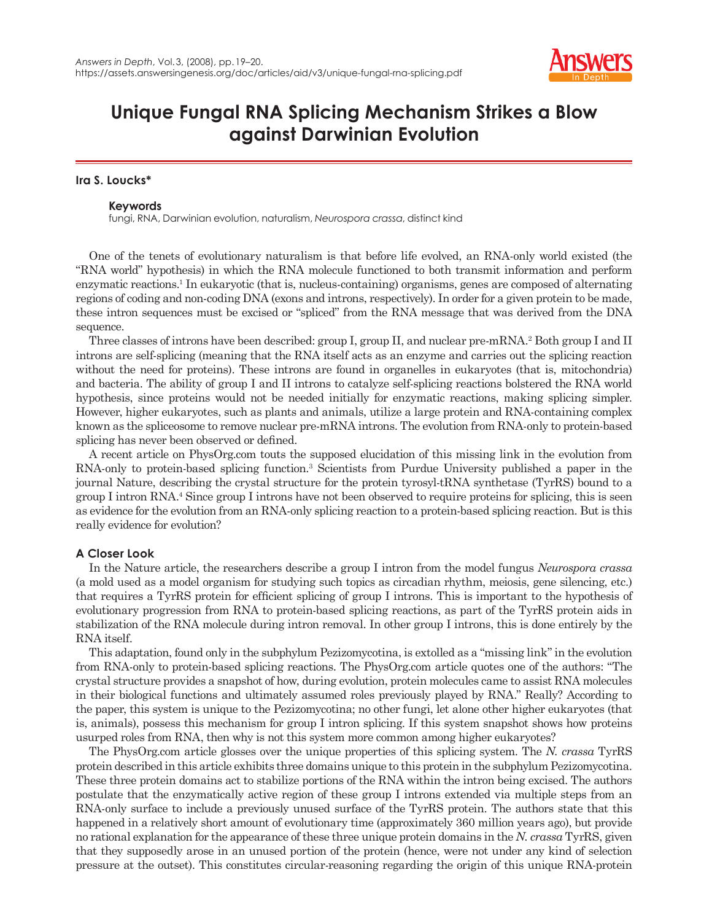# Unique Fungal RNA Splicing Mechanism Strikes a Blow against Darwinian Evolution

**Ira S. Loucks***

**Keywords**

fungi, RNA, Darwinian evolution, naturalism, *Neurospora crassa*, distinct kind

One of the tenets of evolutionary naturalism is that before life evolved, an RNA-only world existed (the "RNA world" hypothesis) in which the RNA molecule functioned to both transmit information and perform enzymatic reactions.[1] In eukaryotic (that is, nucleus-containing) organisms, genes are composed of alternating regions of coding and non-coding DNA (exons and introns, respectively). In order for a given protein to be made, these intron sequences must be excised or "spliced" from the RNA message that was derived from the DNA sequence.

Three classes of introns have been described: group I, group II, and nuclear pre-mRNA.[2] Both group I and II introns are self-splicing (meaning that the RNA itself acts as an enzyme and carries out the splicing reaction without the need for proteins). These introns are found in organelles in eukaryotes (that is, mitochondria) and bacteria. The ability of group I and II introns to catalyze self-splicing reactions bolstered the RNA world hypothesis, since proteins would not be needed initially for enzymatic reactions, making splicing simpler. However, higher eukaryotes, such as plants and animals, utilize a large protein and RNA-containing complex known as the spliceosome to remove nuclear pre-mRNA introns. The evolution from RNA-only to protein-based splicing has never been observed or defined.

A recent article on PhysOrg.com touts the supposed elucidation of this missing link in the evolution from RNA-only to protein-based splicing function.[3] Scientists from Purdue University published a paper in the journal Nature, describing the crystal structure for the protein tyrosyl-tRNA synthetase (TyrRS) bound to a group I intron RNA.[4] Since group I introns have not been observed to require proteins for splicing, this is seen as evidence for the evolution from an RNA-only splicing reaction to a protein-based splicing reaction. But is this really evidence for evolution?

## A Closer Look

In the Nature article, the researchers describe a group I intron from the model fungus *Neurospora crassa* (a mold used as a model organism for studying such topics as circadian rhythm, meiosis, gene silencing, etc.) that requires a TyrRS protein for efficient splicing of group I introns. This is important to the hypothesis of evolutionary progression from RNA to protein-based splicing reactions, as part of the TyrRS protein aids in stabilization of the RNA molecule during intron removal. In other group I introns, this is done entirely by the RNA itself.

This adaptation, found only in the subphylum Pezizomycotina, is extolled as a "missing link" in the evolution from RNA-only to protein-based splicing reactions. The PhysOrg.com article quotes one of the authors: "The crystal structure provides a snapshot of how, during evolution, protein molecules came to assist RNA molecules in their biological functions and ultimately assumed roles previously played by RNA." Really? According to the paper, this system is unique to the Pezizomycotina; no other fungi, let alone other higher eukaryotes (that is, animals), possess this mechanism for group I intron splicing. If this system snapshot shows how proteins usurped roles from RNA, then why is not this system more common among higher eukaryotes?

The PhysOrg.com article glosses over the unique properties of this splicing system. The *N. crassa* TyrRS protein described in this article exhibits three domains unique to this protein in the subphylum Pezizomycotina. These three protein domains act to stabilize portions of the RNA within the intron being excised. The authors postulate that the enzymatically active region of these group I introns extended via multiple steps from an RNA-only surface to include a previously unused surface of the TyrRS protein. The authors state that this happened in a relatively short amount of evolutionary time (approximately 360 million years ago), but provide no rational explanation for the appearance of these three unique protein domains in the *N. crassa* TyrRS, given that they supposedly arose in an unused portion of the protein (hence, were not under any kind of selection pressure at the outset). This constitutes circular-reasoning regarding the origin of this unique RNA-protein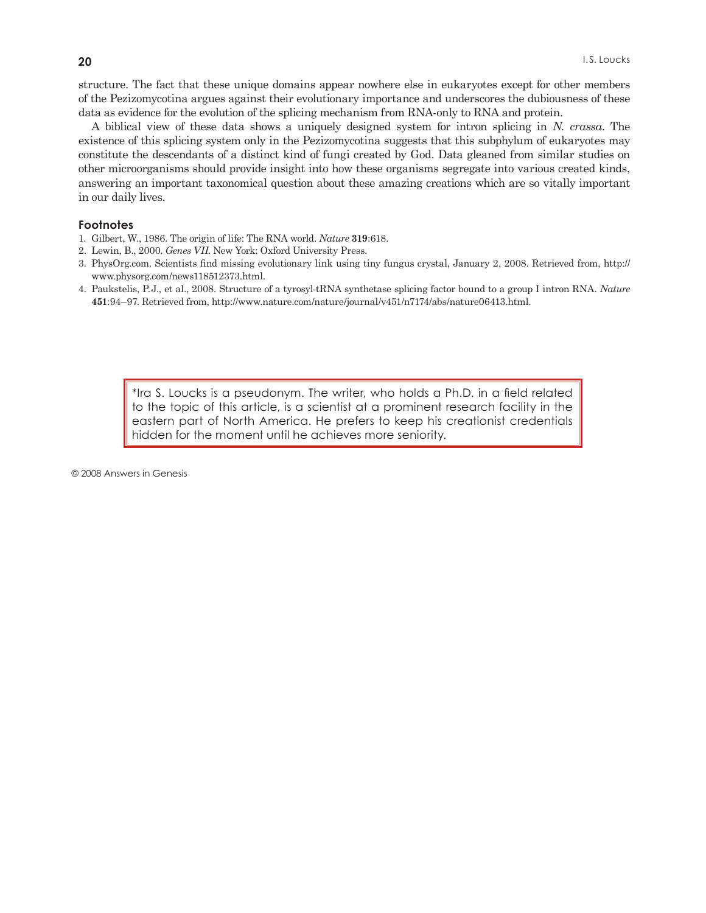structure. The fact that these unique domains appear nowhere else in eukaryotes except for other members of the Pezizomycotina argues against their evolutionary importance and underscores the dubiousness of these data as evidence for the evolution of the splicing mechanism from RNA-only to RNA and protein.

A biblical view of these data shows a uniquely designed system for intron splicing in *N. crassa*. The existence of this splicing system only in the Pezizomycotina suggests that this subphylum of eukaryotes may constitute the descendants of a distinct kind of fungi created by God. Data gleaned from similar studies on other microorganisms should provide insight into how these organisms segregate into various created kinds, answering an important taxonomical question about these amazing creations which are so vitally important in our daily lives.

## Footnotes

1. Gilbert, W., 1986. The origin of life: The RNA world. *Nature* **319**:618.
2. Lewin, B., 2000. *Genes VII*. New York: Oxford University Press.
3. PhysOrg.com. Scientists find missing evolutionary link using tiny fungus crystal, January 2, 2008. Retrieved from, http://www.physorg.com/news118512373.html.
4. Paukstelis, P.J., et al., 2008. Structure of a tyrosyl-tRNA synthetase splicing factor bound to a group I intron RNA. *Nature* **451**:94–97. Retrieved from, http://www.nature.com/nature/journal/v451/n7174/abs/nature06413.html.

*Ira S. Loucks is a pseudonym. The writer, who holds a Ph.D. in a field related to the topic of this article, is a scientist at a prominent research facility in the eastern part of North America. He prefers to keep his creationist credentials hidden for the moment until he achieves more seniority.

© 2008 Answers in Genesis